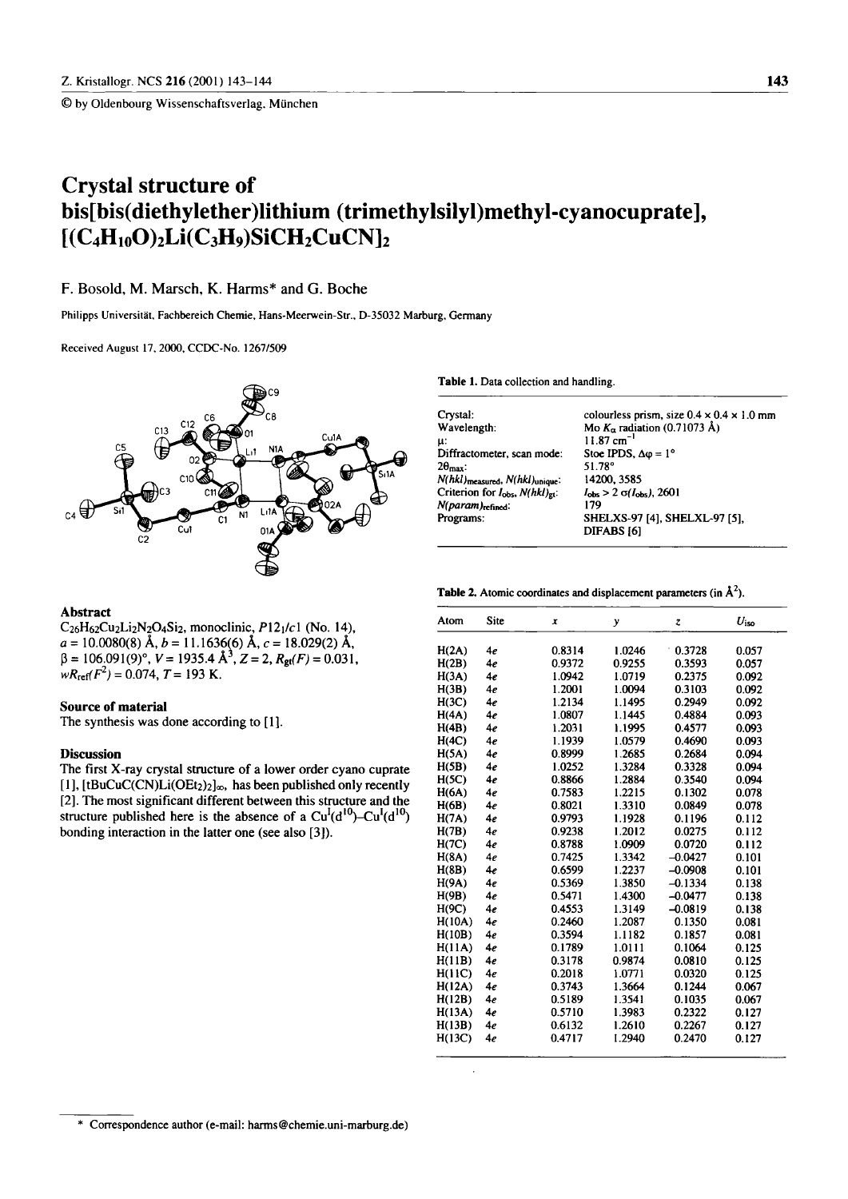© by Oldenbourg Wissenschaftsverlag, München

# Crystal structure of bis[bis(diethylether)lithium (trimethylsilyl)methyl-cyanocuprate], $[(C_4H_{10}O)_2Li(C_3H_9)SiCH_2CuCN]_2$

F. Bosold, M. Marsch, K. Harms* and G. Boche

Philipps Universität, Fachbereich Chemie, Hans-Meerwein-Str., D-35032 Marburg, Germany

Received August 17, 2000, CCDC-No. 1267/509

### Abstract

$C_{26}H_{62}Cu_2Li_2N_2O_4Si_2$, monoclinic, $P12_1/c1$ (No. 14), $a$ = 10.0080(8) Å, $b$ = 11.1636(6) Å, $c$ = 18.029(2) Å, $\beta$ = 106.091(9)°, $V$ = 1935.4 Å$^3$, $Z$ = 2, $R_{gt}(F)$ = 0.031, $wR_{ref}(F^2)$ = 0.074, $T$ = 193 K.

### Source of material

The synthesis was done according to [1].

### Discussion

The first X-ray crystal structure of a lower order cyano cuprate [1], $[tBuCuC(CN)Li(OEt_2)_2]_\infty$, has been published only recently [2]. The most significant different between this structure and the structure published here is the absence of a $Cu^I(d^{10})$–$Cu^I(d^{10})$ bonding interaction in the latter one (see also [3]).

**Table 1.** Data collection and handling.

| | |
|---|---|
| Crystal: | colourless prism, size 0.4 × 0.4 × 1.0 mm |
| Wavelength: | Mo $K_\alpha$ radiation (0.71073 Å) |
| $\mu$: | 11.87 cm$^{-1}$ |
| Diffractometer, scan mode: | Stoe IPDS, $\Delta\varphi$ = 1° |
| $2\theta_{max}$: | 51.78° |
| $N(hkl)_{measured}$, $N(hkl)_{unique}$: | 14200, 3585 |
| Criterion for $I_{obs}$, $N(hkl)_{gt}$: | $I_{obs} > 2\ \sigma(I_{obs})$, 2601 |
| $N(param)_{refined}$: | 179 |
| Programs: | SHELXS-97 [4], SHELXL-97 [5], DIFABS [6] |

**Table 2.** Atomic coordinates and displacement parameters (in Å$^2$).

| Atom | Site | $x$ | $y$ | $z$ | $U_{iso}$ |
|---|---|---|---|---|---|
| H(2A) | 4e | 0.8314 | 1.0246 | 0.3728 | 0.057 |
| H(2B) | 4e | 0.9372 | 0.9255 | 0.3593 | 0.057 |
| H(3A) | 4e | 1.0942 | 1.0719 | 0.2375 | 0.092 |
| H(3B) | 4e | 1.2001 | 1.0094 | 0.3103 | 0.092 |
| H(3C) | 4e | 1.2134 | 1.1495 | 0.2949 | 0.092 |
| H(4A) | 4e | 1.0807 | 1.1445 | 0.4884 | 0.093 |
| H(4B) | 4e | 1.2031 | 1.1995 | 0.4577 | 0.093 |
| H(4C) | 4e | 1.1939 | 1.0579 | 0.4690 | 0.093 |
| H(5A) | 4e | 0.8999 | 1.2685 | 0.2684 | 0.094 |
| H(5B) | 4e | 1.0252 | 1.3284 | 0.3328 | 0.094 |
| H(5C) | 4e | 0.8866 | 1.2884 | 0.3540 | 0.094 |
| H(6A) | 4e | 0.7583 | 1.2215 | 0.1302 | 0.078 |
| H(6B) | 4e | 0.8021 | 1.3310 | 0.0849 | 0.078 |
| H(7A) | 4e | 0.9793 | 1.1928 | 0.1196 | 0.112 |
| H(7B) | 4e | 0.9238 | 1.2012 | 0.0275 | 0.112 |
| H(7C) | 4e | 0.8788 | 1.0909 | 0.0720 | 0.112 |
| H(8A) | 4e | 0.7425 | 1.3342 | −0.0427 | 0.101 |
| H(8B) | 4e | 0.6599 | 1.2237 | −0.0908 | 0.101 |
| H(9A) | 4e | 0.5369 | 1.3850 | −0.1334 | 0.138 |
| H(9B) | 4e | 0.5471 | 1.4300 | −0.0477 | 0.138 |
| H(9C) | 4e | 0.4553 | 1.3149 | −0.0819 | 0.138 |
| H(10A) | 4e | 0.2460 | 1.2087 | 0.1350 | 0.081 |
| H(10B) | 4e | 0.3594 | 1.1182 | 0.1857 | 0.081 |
| H(11A) | 4e | 0.1789 | 1.0111 | 0.1064 | 0.125 |
| H(11B) | 4e | 0.3178 | 0.9874 | 0.0810 | 0.125 |
| H(11C) | 4e | 0.2018 | 1.0771 | 0.0320 | 0.125 |
| H(12A) | 4e | 0.3743 | 1.3664 | 0.1244 | 0.067 |
| H(12B) | 4e | 0.5189 | 1.3541 | 0.1035 | 0.067 |
| H(13A) | 4e | 0.5710 | 1.3983 | 0.2322 | 0.127 |
| H(13B) | 4e | 0.6132 | 1.2610 | 0.2267 | 0.127 |
| H(13C) | 4e | 0.4717 | 1.2940 | 0.2470 | 0.127 |

\* Correspondence author (e-mail: harms@chemie.uni-marburg.de)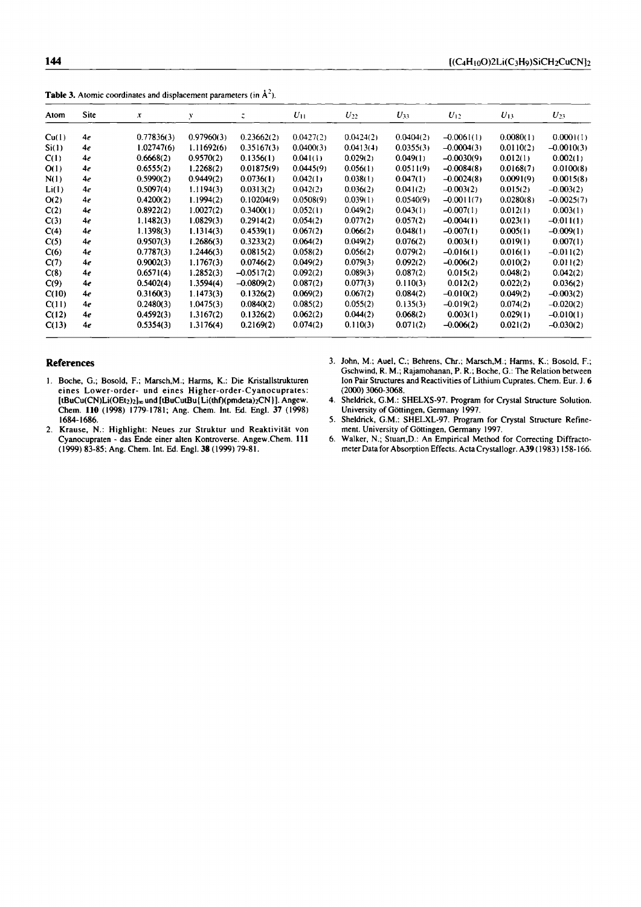**Table 3.** Atomic coordinates and displacement parameters (in Å$^2$).

| Atom | Site | $x$ | $y$ | $z$ | $U_{11}$ | $U_{22}$ | $U_{33}$ | $U_{12}$ | $U_{13}$ | $U_{23}$ |
|---|---|---|---|---|---|---|---|---|---|---|
| Cu(1) | $4e$ | 0.77836(3) | 0.97960(3) | 0.23662(2) | 0.0427(2) | 0.0424(2) | 0.0404(2) | −0.0061(1) | 0.0080(1) | 0.0001(1) |
| Si(1) | $4e$ | 1.02747(6) | 1.11692(6) | 0.35167(3) | 0.0400(3) | 0.0413(4) | 0.0355(3) | −0.0004(3) | 0.0110(2) | −0.0010(3) |
| C(1) | $4e$ | 0.6668(2) | 0.9570(2) | 0.1356(1) | 0.041(1) | 0.029(2) | 0.049(1) | −0.0030(9) | 0.012(1) | 0.002(1) |
| O(1) | $4e$ | 0.6555(2) | 1.2268(2) | 0.01875(9) | 0.0445(9) | 0.056(1) | 0.0511(9) | −0.0084(8) | 0.0168(7) | 0.0100(8) |
| N(1) | $4e$ | 0.5990(2) | 0.9449(2) | 0.0736(1) | 0.042(1) | 0.038(1) | 0.047(1) | −0.0024(8) | 0.0091(9) | 0.0015(8) |
| Li(1) | $4e$ | 0.5097(4) | 1.1194(3) | 0.0313(2) | 0.042(2) | 0.036(2) | 0.041(2) | −0.003(2) | 0.015(2) | −0.003(2) |
| O(2) | $4e$ | 0.4200(2) | 1.1994(2) | 0.10204(9) | 0.0508(9) | 0.039(1) | 0.0540(9) | −0.0011(7) | 0.0280(8) | −0.0025(7) |
| C(2) | $4e$ | 0.8922(2) | 1.0027(2) | 0.3400(1) | 0.052(1) | 0.049(2) | 0.043(1) | −0.007(1) | 0.012(1) | 0.003(1) |
| C(3) | $4e$ | 1.1482(3) | 1.0829(3) | 0.2914(2) | 0.054(2) | 0.077(2) | 0.057(2) | −0.004(1) | 0.023(1) | −0.011(1) |
| C(4) | $4e$ | 1.1398(3) | 1.1314(3) | 0.4539(1) | 0.067(2) | 0.066(2) | 0.048(1) | −0.007(1) | 0.005(1) | −0.009(1) |
| C(5) | $4e$ | 0.9507(3) | 1.2686(3) | 0.3233(2) | 0.064(2) | 0.049(2) | 0.076(2) | 0.003(1) | 0.019(1) | 0.007(1) |
| C(6) | $4e$ | 0.7787(3) | 1.2446(3) | 0.0815(2) | 0.058(2) | 0.056(2) | 0.079(2) | −0.016(1) | 0.016(1) | −0.011(2) |
| C(7) | $4e$ | 0.9002(3) | 1.1767(3) | 0.0746(2) | 0.049(2) | 0.079(3) | 0.092(2) | −0.006(2) | 0.010(2) | 0.011(2) |
| C(8) | $4e$ | 0.6571(4) | 1.2852(3) | −0.0517(2) | 0.092(2) | 0.089(3) | 0.087(2) | 0.015(2) | 0.048(2) | 0.042(2) |
| C(9) | $4e$ | 0.5402(4) | 1.3594(4) | −0.0809(2) | 0.087(2) | 0.077(3) | 0.110(3) | 0.012(2) | 0.022(2) | 0.036(2) |
| C(10) | $4e$ | 0.3160(3) | 1.1473(3) | 0.1326(2) | 0.069(2) | 0.067(2) | 0.084(2) | −0.010(2) | 0.049(2) | −0.003(2) |
| C(11) | $4e$ | 0.2480(3) | 1.0475(3) | 0.0840(2) | 0.085(2) | 0.055(2) | 0.135(3) | −0.019(2) | 0.074(2) | −0.020(2) |
| C(12) | $4e$ | 0.4592(3) | 1.3167(2) | 0.1326(2) | 0.062(2) | 0.044(2) | 0.068(2) | 0.003(1) | 0.029(1) | −0.010(1) |
| C(13) | $4e$ | 0.5354(3) | 1.3176(4) | 0.2169(2) | 0.074(2) | 0.110(3) | 0.071(2) | −0.006(2) | 0.021(2) | −0.030(2) |

## References

1. Boche, G.; Bosold, F.; Marsch, M.; Harms, K.: Die Kristallstrukturen eines Lower-order- und eines Higher-order-Cyanocuprates: [tBuCu(CN)Li(OEt$_2$)$_2$]$_\infty$ und [tBuCutBu{Li(thf)(pmdeta)$_2$CN}]. Angew. Chem. **110** (1998) 1779-1781; Ang. Chem. Int. Ed. Engl. **37** (1998) 1684-1686.
2. Krause, N.: Highlight: Neues zur Struktur und Reaktivität von Cyanocupraten - das Ende einer alten Kontroverse. Angew.Chem. **111** (1999) 83-85; Ang. Chem. Int. Ed. Engl. **38** (1999) 79-81.
3. John, M.; Auel, C.; Behrens, Chr.; Marsch, M.; Harms, K.; Bosold, F.; Gschwind, R. M.; Rajamohanan, P. R.; Boche, G.: The Relation between Ion Pair Structures and Reactivities of Lithium Cuprates. Chem. Eur. J. **6** (2000) 3060-3068.
4. Sheldrick, G.M.: SHELXS-97. Program for Crystal Structure Solution. University of Göttingen, Germany 1997.
5. Sheldrick, G.M.: SHELXL-97. Program for Crystal Structure Refinement. University of Göttingen, Germany 1997.
6. Walker, N.; Stuart, D.: An Empirical Method for Correcting Diffractometer Data for Absorption Effects. Acta Crystallogr. **A39** (1983) 158-166.